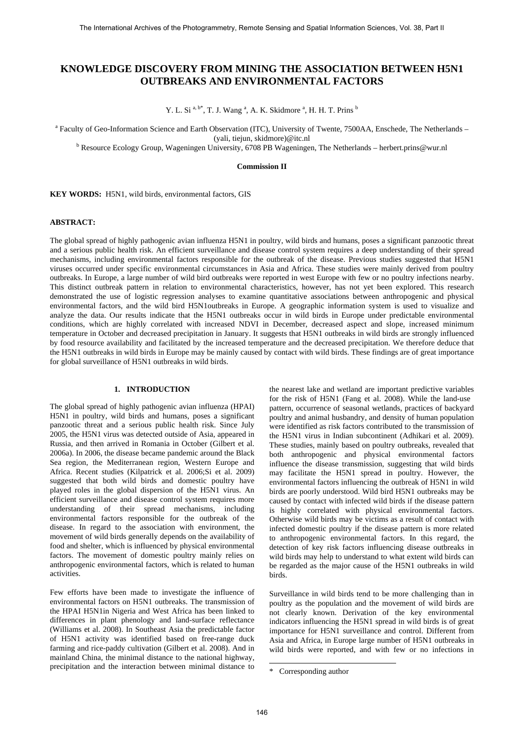# KNOWLEDGE DISCOVERY FROM MINING THE ASSOCIATION BETWEEN H5N1 OUTBREAKS AND ENVIRONMENTAL FACTORS

Y. L. Si [a, b*], T. J. Wang [a], A. K. Skidmore [a], H. H. T. Prins [b]

[a] Faculty of Geo-Information Science and Earth Observation (ITC), University of Twente, 7500AA, Enschede, The Netherlands – (yali, tiejun, skidmore)@itc.nl

[b] Resource Ecology Group, Wageningen University, 6708 PB Wageningen, The Netherlands – herbert.prins@wur.nl

**Commission II**

**KEY WORDS:** H5N1, wild birds, environmental factors, GIS

**ABSTRACT:**

The global spread of highly pathogenic avian influenza H5N1 in poultry, wild birds and humans, poses a significant panzootic threat and a serious public health risk. An efficient surveillance and disease control system requires a deep understanding of their spread mechanisms, including environmental factors responsible for the outbreak of the disease. Previous studies suggested that H5N1 viruses occurred under specific environmental circumstances in Asia and Africa. These studies were mainly derived from poultry outbreaks. In Europe, a large number of wild bird outbreaks were reported in west Europe with few or no poultry infections nearby. This distinct outbreak pattern in relation to environmental characteristics, however, has not yet been explored. This research demonstrated the use of logistic regression analyses to examine quantitative associations between anthropogenic and physical environmental factors, and the wild bird H5N1outbreaks in Europe. A geographic information system is used to visualize and analyze the data. Our results indicate that the H5N1 outbreaks occur in wild birds in Europe under predictable environmental conditions, which are highly correlated with increased NDVI in December, decreased aspect and slope, increased minimum temperature in October and decreased precipitation in January. It suggests that H5N1 outbreaks in wild birds are strongly influenced by food resource availability and facilitated by the increased temperature and the decreased precipitation. We therefore deduce that the H5N1 outbreaks in wild birds in Europe may be mainly caused by contact with wild birds. These findings are of great importance for global surveillance of H5N1 outbreaks in wild birds.

## 1. INTRODUCTION

The global spread of highly pathogenic avian influenza (HPAI) H5N1 in poultry, wild birds and humans, poses a significant panzootic threat and a serious public health risk. Since July 2005, the H5N1 virus was detected outside of Asia, appeared in Russia, and then arrived in Romania in October (Gilbert et al. 2006a). In 2006, the disease became pandemic around the Black Sea region, the Mediterranean region, Western Europe and Africa. Recent studies (Kilpatrick et al. 2006;Si et al. 2009) suggested that both wild birds and domestic poultry have played roles in the global dispersion of the H5N1 virus. An efficient surveillance and disease control system requires more understanding of their spread mechanisms, including environmental factors responsible for the outbreak of the disease. In regard to the association with environment, the movement of wild birds generally depends on the availability of food and shelter, which is influenced by physical environmental factors. The movement of domestic poultry mainly relies on anthropogenic environmental factors, which is related to human activities.

Few efforts have been made to investigate the influence of environmental factors on H5N1 outbreaks. The transmission of the HPAI H5N1in Nigeria and West Africa has been linked to differences in plant phenology and land-surface reflectance (Williams et al. 2008). In Southeast Asia the predictable factor of H5N1 activity was identified based on free-range duck farming and rice-paddy cultivation (Gilbert et al. 2008). And in mainland China, the minimal distance to the national highway, precipitation and the interaction between minimal distance to the nearest lake and wetland are important predictive variables for the risk of H5N1 (Fang et al. 2008). While the land-use pattern, occurrence of seasonal wetlands, practices of backyard poultry and animal husbandry, and density of human population were identified as risk factors contributed to the transmission of the H5N1 virus in Indian subcontinent (Adhikari et al. 2009). These studies, mainly based on poultry outbreaks, revealed that both anthropogenic and physical environmental factors influence the disease transmission, suggesting that wild birds may facilitate the H5N1 spread in poultry. However, the environmental factors influencing the outbreak of H5N1 in wild birds are poorly understood. Wild bird H5N1 outbreaks may be caused by contact with infected wild birds if the disease pattern is highly correlated with physical environmental factors. Otherwise wild birds may be victims as a result of contact with infected domestic poultry if the disease pattern is more related to anthropogenic environmental factors. In this regard, the detection of key risk factors influencing disease outbreaks in wild birds may help to understand to what extent wild birds can be regarded as the major cause of the H5N1 outbreaks in wild birds.

Surveillance in wild birds tend to be more challenging than in poultry as the population and the movement of wild birds are not clearly known. Derivation of the key environmental indicators influencing the H5N1 spread in wild birds is of great importance for H5N1 surveillance and control. Different from Asia and Africa, in Europe large number of H5N1 outbreaks in wild birds were reported, and with few or no infections in

\* Corresponding author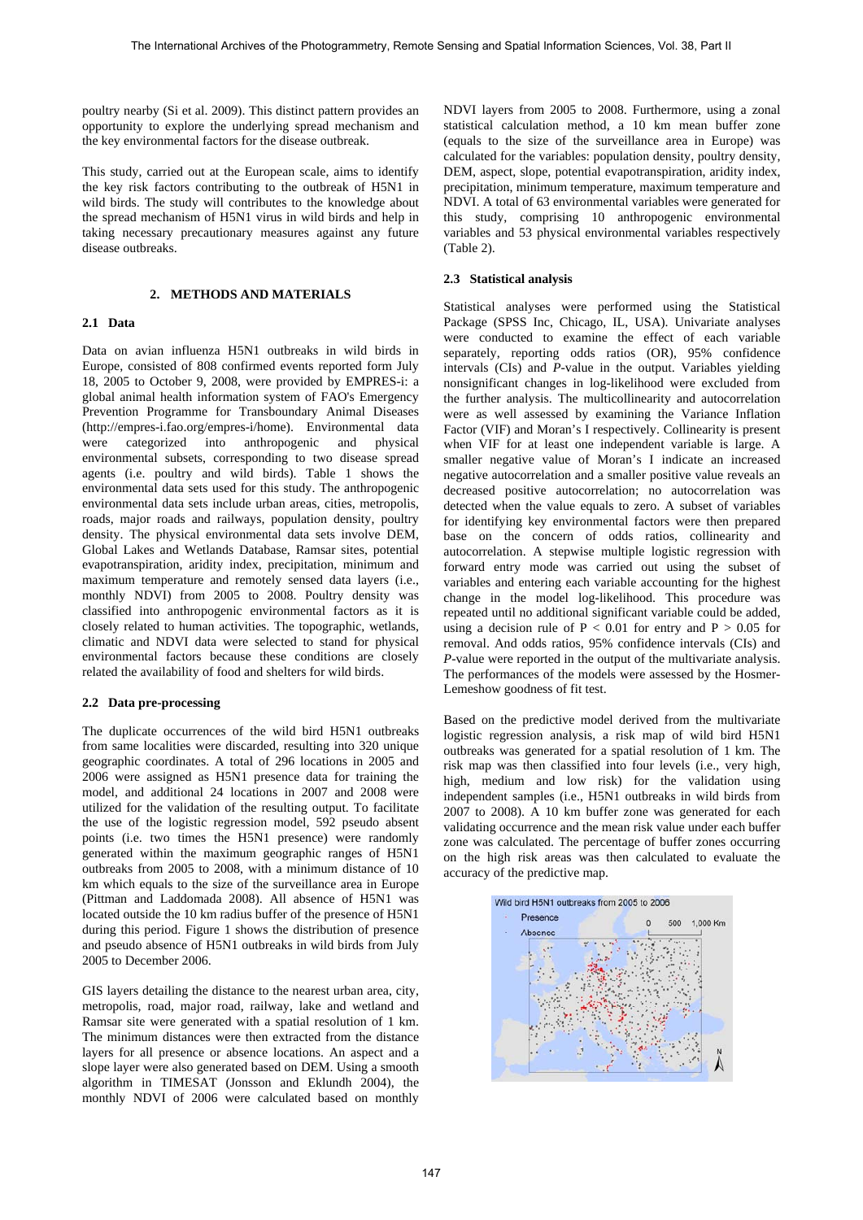poultry nearby (Si et al. 2009). This distinct pattern provides an opportunity to explore the underlying spread mechanism and the key environmental factors for the disease outbreak.

This study, carried out at the European scale, aims to identify the key risk factors contributing to the outbreak of H5N1 in wild birds. The study will contributes to the knowledge about the spread mechanism of H5N1 virus in wild birds and help in taking necessary precautionary measures against any future disease outbreaks.

## 2. METHODS AND MATERIALS

### 2.1 Data

Data on avian influenza H5N1 outbreaks in wild birds in Europe, consisted of 808 confirmed events reported form July 18, 2005 to October 9, 2008, were provided by EMPRES-i: a global animal health information system of FAO's Emergency Prevention Programme for Transboundary Animal Diseases (http://empres-i.fao.org/empres-i/home). Environmental data were categorized into anthropogenic and physical environmental subsets, corresponding to two disease spread agents (i.e. poultry and wild birds). Table 1 shows the environmental data sets used for this study. The anthropogenic environmental data sets include urban areas, cities, metropolis, roads, major roads and railways, population density, poultry density. The physical environmental data sets involve DEM, Global Lakes and Wetlands Database, Ramsar sites, potential evapotranspiration, aridity index, precipitation, minimum and maximum temperature and remotely sensed data layers (i.e., monthly NDVI) from 2005 to 2008. Poultry density was classified into anthropogenic environmental factors as it is closely related to human activities. The topographic, wetlands, climatic and NDVI data were selected to stand for physical environmental factors because these conditions are closely related the availability of food and shelters for wild birds.

### 2.2 Data pre-processing

The duplicate occurrences of the wild bird H5N1 outbreaks from same localities were discarded, resulting into 320 unique geographic coordinates. A total of 296 locations in 2005 and 2006 were assigned as H5N1 presence data for training the model, and additional 24 locations in 2007 and 2008 were utilized for the validation of the resulting output. To facilitate the use of the logistic regression model, 592 pseudo absent points (i.e. two times the H5N1 presence) were randomly generated within the maximum geographic ranges of H5N1 outbreaks from 2005 to 2008, with a minimum distance of 10 km which equals to the size of the surveillance area in Europe (Pittman and Laddomada 2008). All absence of H5N1 was located outside the 10 km radius buffer of the presence of H5N1 during this period. Figure 1 shows the distribution of presence and pseudo absence of H5N1 outbreaks in wild birds from July 2005 to December 2006.

GIS layers detailing the distance to the nearest urban area, city, metropolis, road, major road, railway, lake and wetland and Ramsar site were generated with a spatial resolution of 1 km. The minimum distances were then extracted from the distance layers for all presence or absence locations. An aspect and a slope layer were also generated based on DEM. Using a smooth algorithm in TIMESAT (Jonsson and Eklundh 2004), the monthly NDVI of 2006 were calculated based on monthly NDVI layers from 2005 to 2008. Furthermore, using a zonal statistical calculation method, a 10 km mean buffer zone (equals to the size of the surveillance area in Europe) was calculated for the variables: population density, poultry density, DEM, aspect, slope, potential evapotranspiration, aridity index, precipitation, minimum temperature, maximum temperature and NDVI. A total of 63 environmental variables were generated for this study, comprising 10 anthropogenic environmental variables and 53 physical environmental variables respectively (Table 2).

### 2.3 Statistical analysis

Statistical analyses were performed using the Statistical Package (SPSS Inc, Chicago, IL, USA). Univariate analyses were conducted to examine the effect of each variable separately, reporting odds ratios (OR), 95% confidence intervals (CIs) and *P*-value in the output. Variables yielding nonsignificant changes in log-likelihood were excluded from the further analysis. The multicollinearity and autocorrelation were as well assessed by examining the Variance Inflation Factor (VIF) and Moran's I respectively. Collinearity is present when VIF for at least one independent variable is large. A smaller negative value of Moran's I indicate an increased negative autocorrelation and a smaller positive value reveals an decreased positive autocorrelation; no autocorrelation was detected when the value equals to zero. A subset of variables for identifying key environmental factors were then prepared base on the concern of odds ratios, collinearity and autocorrelation. A stepwise multiple logistic regression with forward entry mode was carried out using the subset of variables and entering each variable accounting for the highest change in the model log-likelihood. This procedure was repeated until no additional significant variable could be added, using a decision rule of $P < 0.01$ for entry and $P > 0.05$ for removal. And odds ratios, 95% confidence intervals (CIs) and *P*-value were reported in the output of the multivariate analysis. The performances of the models were assessed by the Hosmer-Lemeshow goodness of fit test.

Based on the predictive model derived from the multivariate logistic regression analysis, a risk map of wild bird H5N1 outbreaks was generated for a spatial resolution of 1 km. The risk map was then classified into four levels (i.e., very high, high, medium and low risk) for the validation using independent samples (i.e., H5N1 outbreaks in wild birds from 2007 to 2008). A 10 km buffer zone was generated for each validating occurrence and the mean risk value under each buffer zone was calculated. The percentage of buffer zones occurring on the high risk areas was then calculated to evaluate the accuracy of the predictive map.

Wild bird H5N1 outbreaks from 2005 to 2006

Presence

Absence

0 500 1,000 Km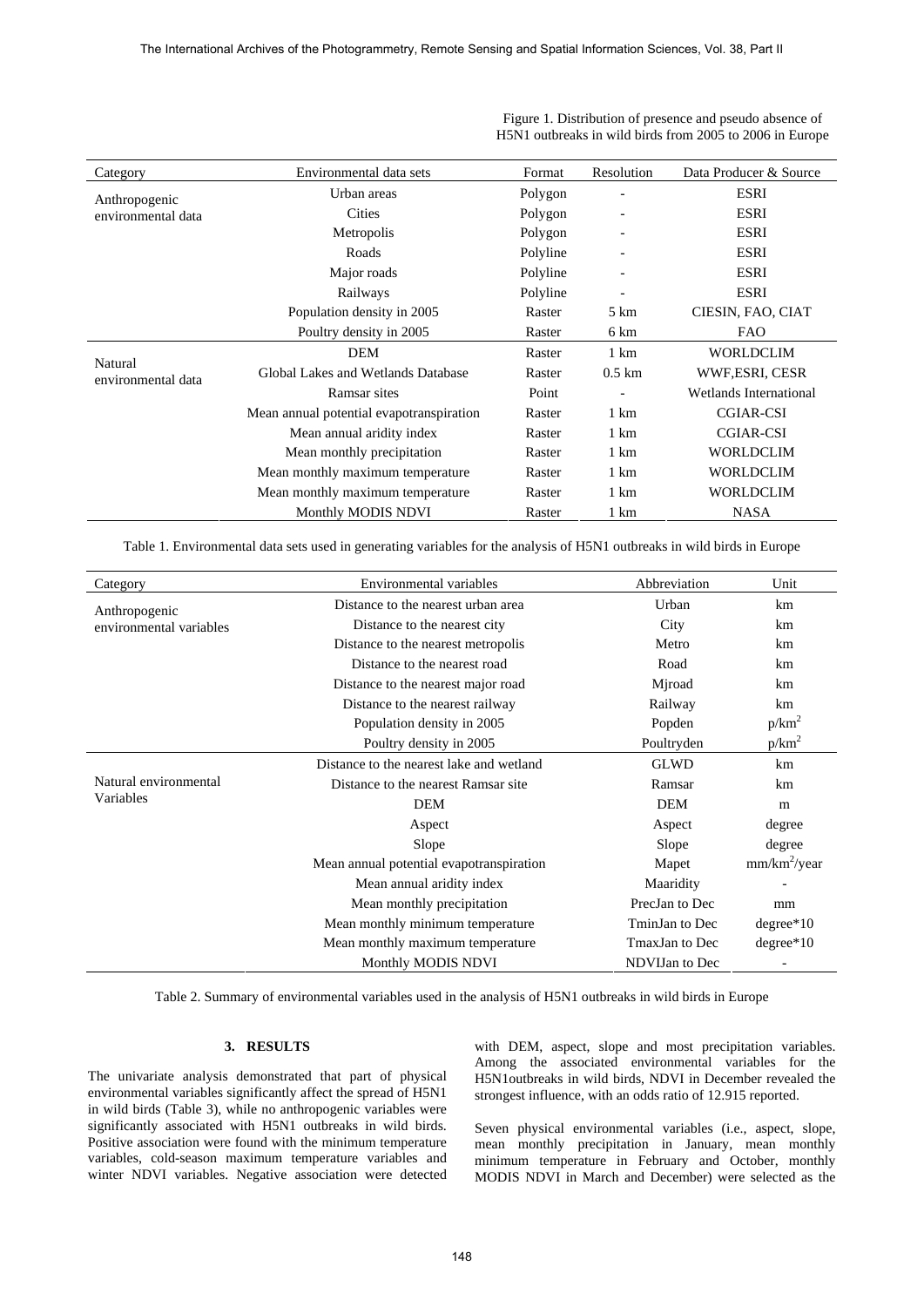Figure 1. Distribution of presence and pseudo absence of H5N1 outbreaks in wild birds from 2005 to 2006 in Europe

| Category | Environmental data sets | Format | Resolution | Data Producer & Source |
|---|---|---|---|---|
| Anthropogenic environmental data | Urban areas | Polygon | - | ESRI |
| | Cities | Polygon | - | ESRI |
| | Metropolis | Polygon | - | ESRI |
| | Roads | Polyline | - | ESRI |
| | Major roads | Polyline | - | ESRI |
| | Railways | Polyline | - | ESRI |
| | Population density in 2005 | Raster | 5 km | CIESIN, FAO, CIAT |
| | Poultry density in 2005 | Raster | 6 km | FAO |
| Natural environmental data | DEM | Raster | 1 km | WORLDCLIM |
| | Global Lakes and Wetlands Database | Raster | 0.5 km | WWF,ESRI, CESR |
| | Ramsar sites | Point | - | Wetlands International |
| | Mean annual potential evapotranspiration | Raster | 1 km | CGIAR-CSI |
| | Mean annual aridity index | Raster | 1 km | CGIAR-CSI |
| | Mean monthly precipitation | Raster | 1 km | WORLDCLIM |
| | Mean monthly maximum temperature | Raster | 1 km | WORLDCLIM |
| | Mean monthly maximum temperature | Raster | 1 km | WORLDCLIM |
| | Monthly MODIS NDVI | Raster | 1 km | NASA |

Table 1. Environmental data sets used in generating variables for the analysis of H5N1 outbreaks in wild birds in Europe

| Category | Environmental variables | Abbreviation | Unit |
|---|---|---|---|
| Anthropogenic environmental variables | Distance to the nearest urban area | Urban | km |
| | Distance to the nearest city | City | km |
| | Distance to the nearest metropolis | Metro | km |
| | Distance to the nearest road | Road | km |
| | Distance to the nearest major road | Mjroad | km |
| | Distance to the nearest railway | Railway | km |
| | Population density in 2005 | Popden | $p/km^2$ |
| | Poultry density in 2005 | Poultryden | $p/km^2$ |
| Natural environmental Variables | Distance to the nearest lake and wetland | GLWD | km |
| | Distance to the nearest Ramsar site | Ramsar | km |
| | DEM | DEM | m |
| | Aspect | Aspect | degree |
| | Slope | Slope | degree |
| | Mean annual potential evapotranspiration | Mapet | $mm/km^2/year$ |
| | Mean annual aridity index | Maaridity | - |
| | Mean monthly precipitation | PrecJan to Dec | mm |
| | Mean monthly minimum temperature | TminJan to Dec | degree*10 |
| | Mean monthly maximum temperature | TmaxJan to Dec | degree*10 |
| | Monthly MODIS NDVI | NDVIJan to Dec | - |

Table 2. Summary of environmental variables used in the analysis of H5N1 outbreaks in wild birds in Europe

## 3. RESULTS

The univariate analysis demonstrated that part of physical environmental variables significantly affect the spread of H5N1 in wild birds (Table 3), while no anthropogenic variables were significantly associated with H5N1 outbreaks in wild birds. Positive association were found with the minimum temperature variables, cold-season maximum temperature variables and winter NDVI variables. Negative association were detected with DEM, aspect, slope and most precipitation variables. Among the associated environmental variables for the H5N1outbreaks in wild birds, NDVI in December revealed the strongest influence, with an odds ratio of 12.915 reported.

Seven physical environmental variables (i.e., aspect, slope, mean monthly precipitation in January, mean monthly minimum temperature in February and October, monthly MODIS NDVI in March and December) were selected as the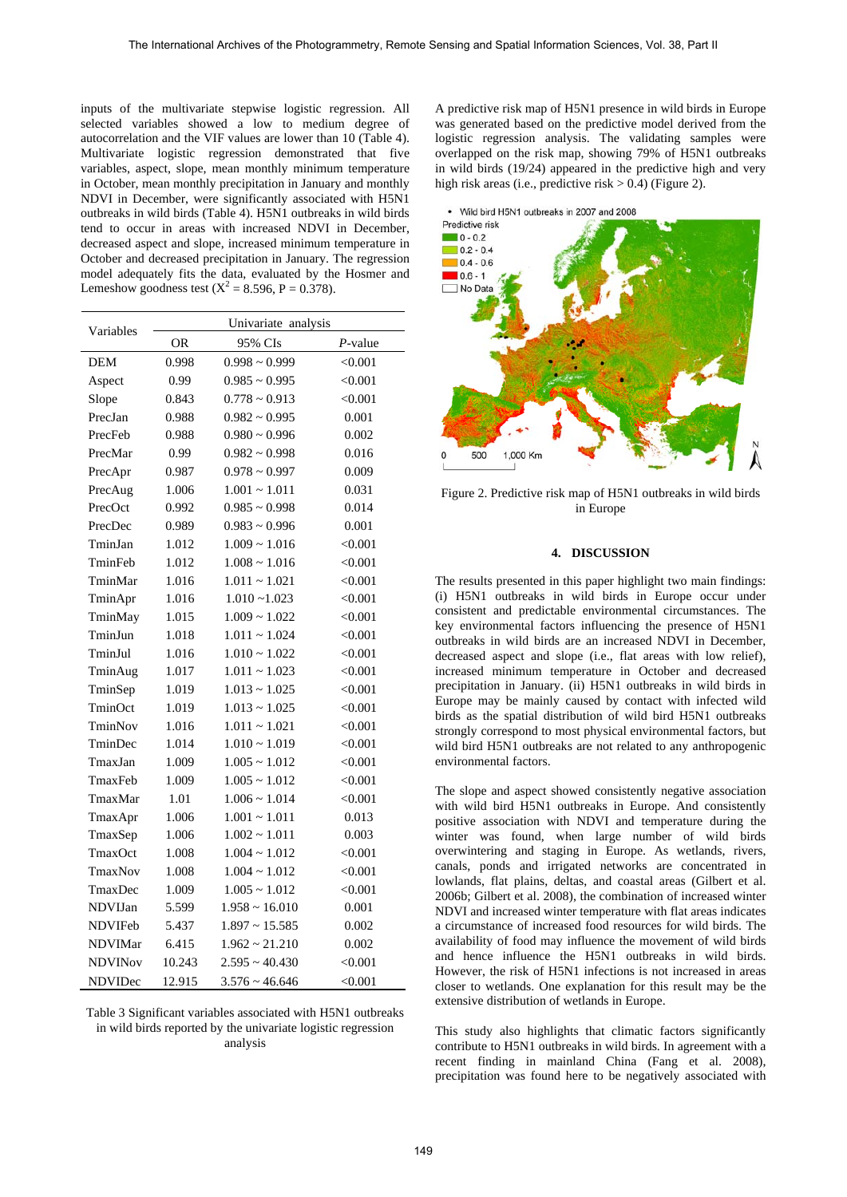inputs of the multivariate stepwise logistic regression. All selected variables showed a low to medium degree of autocorrelation and the VIF values are lower than 10 (Table 4). Multivariate logistic regression demonstrated that five variables, aspect, slope, mean monthly minimum temperature in October, mean monthly precipitation in January and monthly NDVI in December, were significantly associated with H5N1 outbreaks in wild birds (Table 4). H5N1 outbreaks in wild birds tend to occur in areas with increased NDVI in December, decreased aspect and slope, increased minimum temperature in October and decreased precipitation in January. The regression model adequately fits the data, evaluated by the Hosmer and Lemeshow goodness test ($X^2 = 8.596$, P = 0.378).

| Variables | Univariate analysis | | |
|---|---|---|---|
| | OR | 95% CIs | *P*-value |
| DEM | 0.998 | 0.998 ~ 0.999 | <0.001 |
| Aspect | 0.99 | 0.985 ~ 0.995 | <0.001 |
| Slope | 0.843 | 0.778 ~ 0.913 | <0.001 |
| PrecJan | 0.988 | 0.982 ~ 0.995 | 0.001 |
| PrecFeb | 0.988 | 0.980 ~ 0.996 | 0.002 |
| PrecMar | 0.99 | 0.982 ~ 0.998 | 0.016 |
| PrecApr | 0.987 | 0.978 ~ 0.997 | 0.009 |
| PrecAug | 1.006 | 1.001 ~ 1.011 | 0.031 |
| PrecOct | 0.992 | 0.985 ~ 0.998 | 0.014 |
| PrecDec | 0.989 | 0.983 ~ 0.996 | 0.001 |
| TminJan | 1.012 | 1.009 ~ 1.016 | <0.001 |
| TminFeb | 1.012 | 1.008 ~ 1.016 | <0.001 |
| TminMar | 1.016 | 1.011 ~ 1.021 | <0.001 |
| TminApr | 1.016 | 1.010 ~1.023 | <0.001 |
| TminMay | 1.015 | 1.009 ~ 1.022 | <0.001 |
| TminJun | 1.018 | 1.011 ~ 1.024 | <0.001 |
| TminJul | 1.016 | 1.010 ~ 1.022 | <0.001 |
| TminAug | 1.017 | 1.011 ~ 1.023 | <0.001 |
| TminSep | 1.019 | 1.013 ~ 1.025 | <0.001 |
| TminOct | 1.019 | 1.013 ~ 1.025 | <0.001 |
| TminNov | 1.016 | 1.011 ~ 1.021 | <0.001 |
| TminDec | 1.014 | 1.010 ~ 1.019 | <0.001 |
| TmaxJan | 1.009 | 1.005 ~ 1.012 | <0.001 |
| TmaxFeb | 1.009 | 1.005 ~ 1.012 | <0.001 |
| TmaxMar | 1.01 | 1.006 ~ 1.014 | <0.001 |
| TmaxApr | 1.006 | 1.001 ~ 1.011 | 0.013 |
| TmaxSep | 1.006 | 1.002 ~ 1.011 | 0.003 |
| TmaxOct | 1.008 | 1.004 ~ 1.012 | <0.001 |
| TmaxNov | 1.008 | 1.004 ~ 1.012 | <0.001 |
| TmaxDec | 1.009 | 1.005 ~ 1.012 | <0.001 |
| NDVIJan | 5.599 | 1.958 ~ 16.010 | 0.001 |
| NDVIFeb | 5.437 | 1.897 ~ 15.585 | 0.002 |
| NDVIMar | 6.415 | 1.962 ~ 21.210 | 0.002 |
| NDVINov | 10.243 | 2.595 ~ 40.430 | <0.001 |
| NDVIDec | 12.915 | 3.576 ~ 46.646 | <0.001 |

Table 3 Significant variables associated with H5N1 outbreaks in wild birds reported by the univariate logistic regression analysis

A predictive risk map of H5N1 presence in wild birds in Europe was generated based on the predictive model derived from the logistic regression analysis. The validating samples were overlapped on the risk map, showing 79% of H5N1 outbreaks in wild birds (19/24) appeared in the predictive high and very high risk areas (i.e., predictive risk > 0.4) (Figure 2).

Figure 2. Predictive risk map of H5N1 outbreaks in wild birds in Europe

## 4. DISCUSSION

The results presented in this paper highlight two main findings: (i) H5N1 outbreaks in wild birds in Europe occur under consistent and predictable environmental circumstances. The key environmental factors influencing the presence of H5N1 outbreaks in wild birds are an increased NDVI in December, decreased aspect and slope (i.e., flat areas with low relief), increased minimum temperature in October and decreased precipitation in January. (ii) H5N1 outbreaks in wild birds in Europe may be mainly caused by contact with infected wild birds as the spatial distribution of wild bird H5N1 outbreaks strongly correspond to most physical environmental factors, but wild bird H5N1 outbreaks are not related to any anthropogenic environmental factors.

The slope and aspect showed consistently negative association with wild bird H5N1 outbreaks in Europe. And consistently positive association with NDVI and temperature during the winter was found, when large number of wild birds overwintering and staging in Europe. As wetlands, rivers, canals, ponds and irrigated networks are concentrated in lowlands, flat plains, deltas, and coastal areas (Gilbert et al. 2006b; Gilbert et al. 2008), the combination of increased winter NDVI and increased winter temperature with flat areas indicates a circumstance of increased food resources for wild birds. The availability of food may influence the movement of wild birds and hence influence the H5N1 outbreaks in wild birds. However, the risk of H5N1 infections is not increased in areas closer to wetlands. One explanation for this result may be the extensive distribution of wetlands in Europe.

This study also highlights that climatic factors significantly contribute to H5N1 outbreaks in wild birds. In agreement with a recent finding in mainland China (Fang et al. 2008), precipitation was found here to be negatively associated with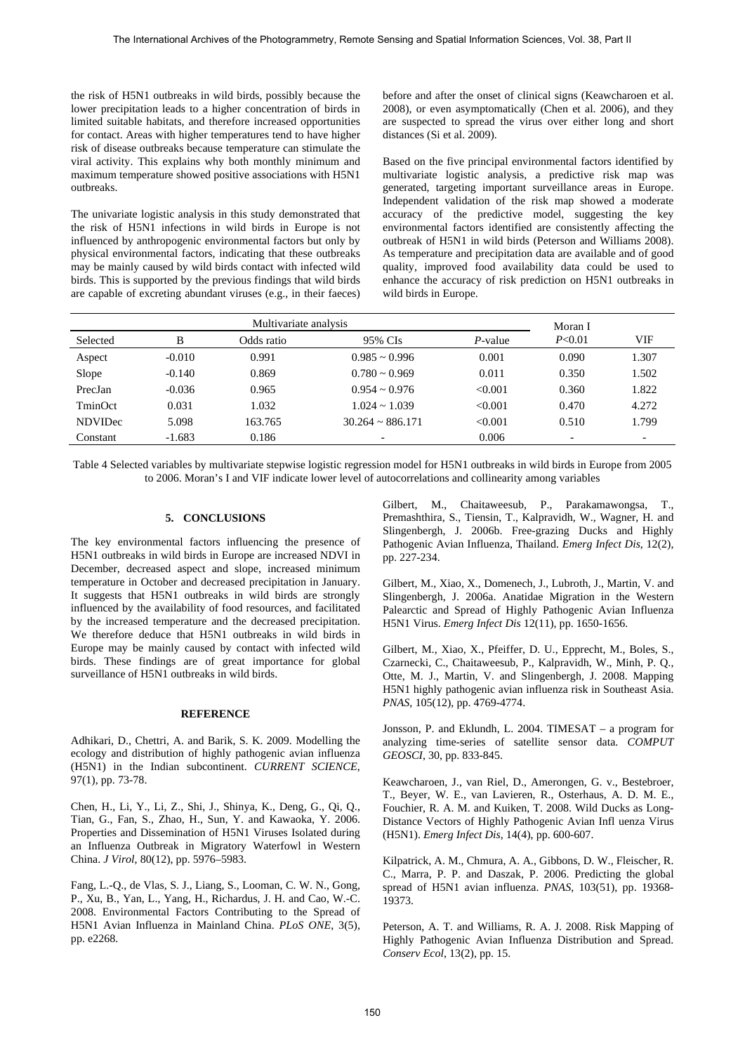the risk of H5N1 outbreaks in wild birds, possibly because the lower precipitation leads to a higher concentration of birds in limited suitable habitats, and therefore increased opportunities for contact. Areas with higher temperatures tend to have higher risk of disease outbreaks because temperature can stimulate the viral activity. This explains why both monthly minimum and maximum temperature showed positive associations with H5N1 outbreaks.

The univariate logistic analysis in this study demonstrated that the risk of H5N1 infections in wild birds in Europe is not influenced by anthropogenic environmental factors but only by physical environmental factors, indicating that these outbreaks may be mainly caused by wild birds contact with infected wild birds. This is supported by the previous findings that wild birds are capable of excreting abundant viruses (e.g., in their faeces) before and after the onset of clinical signs (Keawcharoen et al. 2008), or even asymptomatically (Chen et al. 2006), and they are suspected to spread the virus over either long and short distances (Si et al. 2009).

Based on the five principal environmental factors identified by multivariate logistic analysis, a predictive risk map was generated, targeting important surveillance areas in Europe. Independent validation of the risk map showed a moderate accuracy of the predictive model, suggesting the key environmental factors identified are consistently affecting the outbreak of H5N1 in wild birds (Peterson and Williams 2008). As temperature and precipitation data are available and of good quality, improved food availability data could be used to enhance the accuracy of risk prediction on H5N1 outbreaks in wild birds in Europe.

| Multivariate analysis | | | | | Moran I | |
|---|---|---|---|---|---|---|
| Selected | B | Odds ratio | 95% CIs | *P*-value | $P<0.01$ | VIF |
| Aspect | -0.010 | 0.991 | 0.985 ~ 0.996 | 0.001 | 0.090 | 1.307 |
| Slope | -0.140 | 0.869 | 0.780 ~ 0.969 | 0.011 | 0.350 | 1.502 |
| PrecJan | -0.036 | 0.965 | 0.954 ~ 0.976 | <0.001 | 0.360 | 1.822 |
| TminOct | 0.031 | 1.032 | 1.024 ~ 1.039 | <0.001 | 0.470 | 4.272 |
| NDVIDec | 5.098 | 163.765 | 30.264 ~ 886.171 | <0.001 | 0.510 | 1.799 |
| Constant | -1.683 | 0.186 | - | 0.006 | - | - |

Table 4 Selected variables by multivariate stepwise logistic regression model for H5N1 outbreaks in wild birds in Europe from 2005 to 2006. Moran's I and VIF indicate lower level of autocorrelations and collinearity among variables

## 5. CONCLUSIONS

The key environmental factors influencing the presence of H5N1 outbreaks in wild birds in Europe are increased NDVI in December, decreased aspect and slope, increased minimum temperature in October and decreased precipitation in January. It suggests that H5N1 outbreaks in wild birds are strongly influenced by the availability of food resources, and facilitated by the increased temperature and the decreased precipitation. We therefore deduce that H5N1 outbreaks in wild birds in Europe may be mainly caused by contact with infected wild birds. These findings are of great importance for global surveillance of H5N1 outbreaks in wild birds.

## REFERENCE

Adhikari, D., Chettri, A. and Barik, S. K. 2009. Modelling the ecology and distribution of highly pathogenic avian influenza (H5N1) in the Indian subcontinent. *CURRENT SCIENCE*, 97(1), pp. 73-78.

Chen, H., Li, Y., Li, Z., Shi, J., Shinya, K., Deng, G., Qi, Q., Tian, G., Fan, S., Zhao, H., Sun, Y. and Kawaoka, Y. 2006. Properties and Dissemination of H5N1 Viruses Isolated during an Influenza Outbreak in Migratory Waterfowl in Western China. *J Virol*, 80(12), pp. 5976–5983.

Fang, L.-Q., de Vlas, S. J., Liang, S., Looman, C. W. N., Gong, P., Xu, B., Yan, L., Yang, H., Richardus, J. H. and Cao, W.-C. 2008. Environmental Factors Contributing to the Spread of H5N1 Avian Influenza in Mainland China. *PLoS ONE*, 3(5), pp. e2268.

Gilbert, M., Chaitaweesub, P., Parakamawongsa, T., Premashthira, S., Tiensin, T., Kalpravidh, W., Wagner, H. and Slingenbergh, J. 2006b. Free-grazing Ducks and Highly Pathogenic Avian Influenza, Thailand. *Emerg Infect Dis*, 12(2), pp. 227-234.

Gilbert, M., Xiao, X., Domenech, J., Lubroth, J., Martin, V. and Slingenbergh, J. 2006a. Anatidae Migration in the Western Palearctic and Spread of Highly Pathogenic Avian Influenza H5N1 Virus. *Emerg Infect Dis* 12(11), pp. 1650-1656.

Gilbert, M., Xiao, X., Pfeiffer, D. U., Epprecht, M., Boles, S., Czarnecki, C., Chaitaweesub, P., Kalpravidh, W., Minh, P. Q., Otte, M. J., Martin, V. and Slingenbergh, J. 2008. Mapping H5N1 highly pathogenic avian influenza risk in Southeast Asia. *PNAS*, 105(12), pp. 4769-4774.

Jonsson, P. and Eklundh, L. 2004. TIMESAT – a program for analyzing time-series of satellite sensor data. *COMPUT GEOSCI*, 30, pp. 833-845.

Keawcharoen, J., van Riel, D., Amerongen, G. v., Bestebroer, T., Beyer, W. E., van Lavieren, R., Osterhaus, A. D. M. E., Fouchier, R. A. M. and Kuiken, T. 2008. Wild Ducks as Long-Distance Vectors of Highly Pathogenic Avian Infl uenza Virus (H5N1). *Emerg Infect Dis*, 14(4), pp. 600-607.

Kilpatrick, A. M., Chmura, A. A., Gibbons, D. W., Fleischer, R. C., Marra, P. P. and Daszak, P. 2006. Predicting the global spread of H5N1 avian influenza. *PNAS*, 103(51), pp. 19368-19373.

Peterson, A. T. and Williams, R. A. J. 2008. Risk Mapping of Highly Pathogenic Avian Influenza Distribution and Spread. *Conserv Ecol*, 13(2), pp. 15.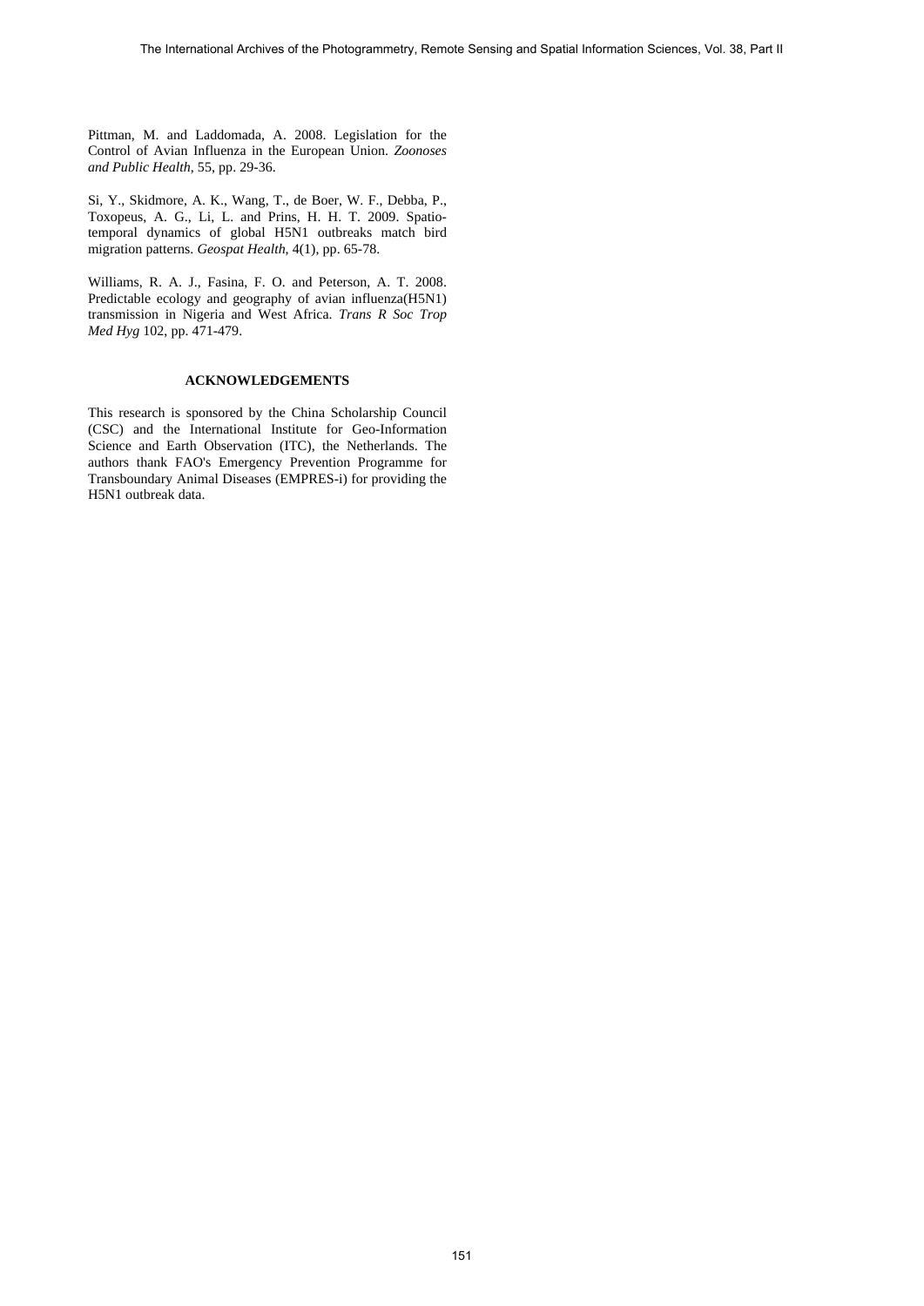Pittman, M. and Laddomada, A. 2008. Legislation for the Control of Avian Influenza in the European Union. *Zoonoses and Public Health*, 55, pp. 29-36.

Si, Y., Skidmore, A. K., Wang, T., de Boer, W. F., Debba, P., Toxopeus, A. G., Li, L. and Prins, H. H. T. 2009. Spatio-temporal dynamics of global H5N1 outbreaks match bird migration patterns. *Geospat Health*, 4(1), pp. 65-78.

Williams, R. A. J., Fasina, F. O. and Peterson, A. T. 2008. Predictable ecology and geography of avian influenza(H5N1) transmission in Nigeria and West Africa. *Trans R Soc Trop Med Hyg* 102, pp. 471-479.

## ACKNOWLEDGEMENTS

This research is sponsored by the China Scholarship Council (CSC) and the International Institute for Geo-Information Science and Earth Observation (ITC), the Netherlands. The authors thank FAO's Emergency Prevention Programme for Transboundary Animal Diseases (EMPRES-i) for providing the H5N1 outbreak data.